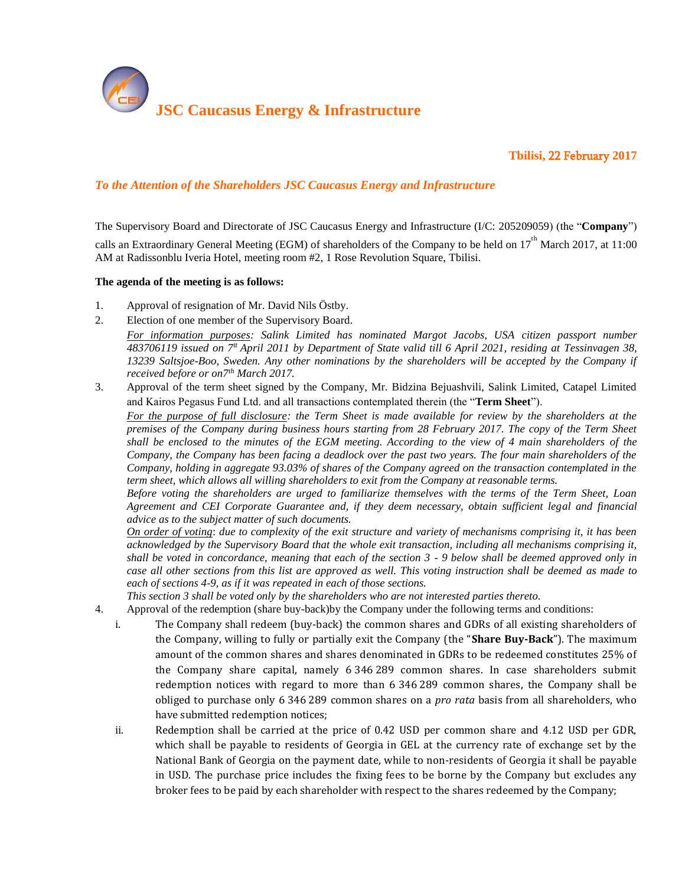# JSC Caucasus Energy & Infrastructure

**Tbilisi, 22 February 2017**

*To the Attention of the Shareholders JSC Caucasus Energy and Infrastructure*

The Supervisory Board and Directorate of JSC Caucasus Energy and Infrastructure (I/C: 205209059) (the "**Company**") calls an Extraordinary General Meeting (EGM) of shareholders of the Company to be held on 17th March 2017, at 11:00 AM at Radissonblu Iveria Hotel, meeting room #2, 1 Rose Revolution Square, Tbilisi.

**The agenda of the meeting is as follows:**

1. Approval of resignation of Mr. David Nils Östby.
2. Election of one member of the Supervisory Board.

   *For information purposes: Salink Limited has nominated Margot Jacobs, USA citizen passport number 483706119 issued on 7tt April 2011 by Department of State valid till 6 April 2021, residing at Tessinvagen 38, 13239 Saltsjoe-Boo, Sweden. Any other nominations by the shareholders will be accepted by the Company if received before or on7th March 2017.*
3. Approval of the term sheet signed by the Company, Mr. Bidzina Bejuashvili, Salink Limited, Catapel Limited and Kairos Pegasus Fund Ltd. and all transactions contemplated therein (the "**Term Sheet**").

   *For the purpose of full disclosure: the Term Sheet is made available for review by the shareholders at the premises of the Company during business hours starting from 28 February 2017. The copy of the Term Sheet shall be enclosed to the minutes of the EGM meeting. According to the view of 4 main shareholders of the Company, the Company has been facing a deadlock over the past two years. The four main shareholders of the Company, holding in aggregate 93.03% of shares of the Company agreed on the transaction contemplated in the term sheet, which allows all willing shareholders to exit from the Company at reasonable terms.*

   *Before voting the shareholders are urged to familiarize themselves with the terms of the Term Sheet, Loan Agreement and CEI Corporate Guarantee and, if they deem necessary, obtain sufficient legal and financial advice as to the subject matter of such documents.*

   *On order of voting: due to complexity of the exit structure and variety of mechanisms comprising it, it has been acknowledged by the Supervisory Board that the whole exit transaction, including all mechanisms comprising it, shall be voted in concordance, meaning that each of the section 3 - 9 below shall be deemed approved only in case all other sections from this list are approved as well. This voting instruction shall be deemed as made to each of sections 4-9, as if it was repeated in each of those sections.*

   *This section 3 shall be voted only by the shareholders who are not interested parties thereto.*
4. Approval of the redemption (share buy-back)by the Company under the following terms and conditions:
   1. The Company shall redeem (buy-back) the common shares and GDRs of all existing shareholders of the Company, willing to fully or partially exit the Company (the "**Share Buy-Back**"). The maximum amount of the common shares and shares denominated in GDRs to be redeemed constitutes 25% of the Company share capital, namely 6 346 289 common shares. In case shareholders submit redemption notices with regard to more than 6 346 289 common shares, the Company shall be obliged to purchase only 6 346 289 common shares on a *pro rata* basis from all shareholders, who have submitted redemption notices;
   2. Redemption shall be carried at the price of 0.42 USD per common share and 4.12 USD per GDR, which shall be payable to residents of Georgia in GEL at the currency rate of exchange set by the National Bank of Georgia on the payment date, while to non-residents of Georgia it shall be payable in USD. The purchase price includes the fixing fees to be borne by the Company but excludes any broker fees to be paid by each shareholder with respect to the shares redeemed by the Company;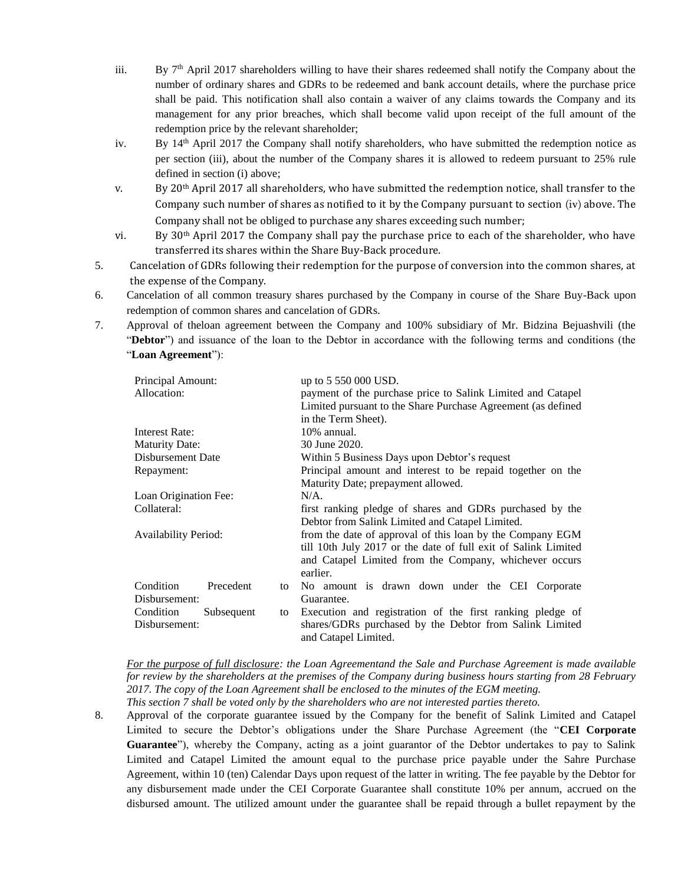iii. By 7th April 2017 shareholders willing to have their shares redeemed shall notify the Company about the number of ordinary shares and GDRs to be redeemed and bank account details, where the purchase price shall be paid. This notification shall also contain a waiver of any claims towards the Company and its management for any prior breaches, which shall become valid upon receipt of the full amount of the redemption price by the relevant shareholder;

iv. By 14th April 2017 the Company shall notify shareholders, who have submitted the redemption notice as per section (iii), about the number of the Company shares it is allowed to redeem pursuant to 25% rule defined in section (i) above;

v. By 20th April 2017 all shareholders, who have submitted the redemption notice, shall transfer to the Company such number of shares as notified to it by the Company pursuant to section (iv) above. The Company shall not be obliged to purchase any shares exceeding such number;

vi. By 30th April 2017 the Company shall pay the purchase price to each of the shareholder, who have transferred its shares within the Share Buy-Back procedure.

5. Cancelation of GDRs following their redemption for the purpose of conversion into the common shares, at the expense of the Company.

6. Cancelation of all common treasury shares purchased by the Company in course of the Share Buy-Back upon redemption of common shares and cancelation of GDRs.

7. Approval of theloan agreement between the Company and 100% subsidiary of Mr. Bidzina Bejuashvili (the "**Debtor**") and issuance of the loan to the Debtor in accordance with the following terms and conditions (the "**Loan Agreement**"):

| | |
|---|---|
| Principal Amount: | up to 5 550 000 USD. |
| Allocation: | payment of the purchase price to Salink Limited and Catapel Limited pursuant to the Share Purchase Agreement (as defined in the Term Sheet). |
| Interest Rate: | 10% annual. |
| Maturity Date: | 30 June 2020. |
| Disbursement Date | Within 5 Business Days upon Debtor's request |
| Repayment: | Principal amount and interest to be repaid together on the Maturity Date; prepayment allowed. |
| Loan Origination Fee: | N/A. |
| Collateral: | first ranking pledge of shares and GDRs purchased by the Debtor from Salink Limited and Catapel Limited. |
| Availability Period: | from the date of approval of this loan by the Company EGM till 10th July 2017 or the date of full exit of Salink Limited and Catapel Limited from the Company, whichever occurs earlier. |
| Condition Precedent to Disbursement: | No amount is drawn down under the CEI Corporate Guarantee. |
| Condition Subsequent to Disbursement: | Execution and registration of the first ranking pledge of shares/GDRs purchased by the Debtor from Salink Limited and Catapel Limited. |

*<u>For the purpose of full disclosure</u>: the Loan Agreementand the Sale and Purchase Agreement is made available for review by the shareholders at the premises of the Company during business hours starting from 28 February 2017. The copy of the Loan Agreement shall be enclosed to the minutes of the EGM meeting.*
*This section 7 shall be voted only by the shareholders who are not interested parties thereto.*

8. Approval of the corporate guarantee issued by the Company for the benefit of Salink Limited and Catapel Limited to secure the Debtor's obligations under the Share Purchase Agreement (the "**CEI Corporate Guarantee**"), whereby the Company, acting as a joint guarantor of the Debtor undertakes to pay to Salink Limited and Catapel Limited the amount equal to the purchase price payable under the Sahre Purchase Agreement, within 10 (ten) Calendar Days upon request of the latter in writing. The fee payable by the Debtor for any disbursement made under the CEI Corporate Guarantee shall constitute 10% per annum, accrued on the disbursed amount. The utilized amount under the guarantee shall be repaid through a bullet repayment by the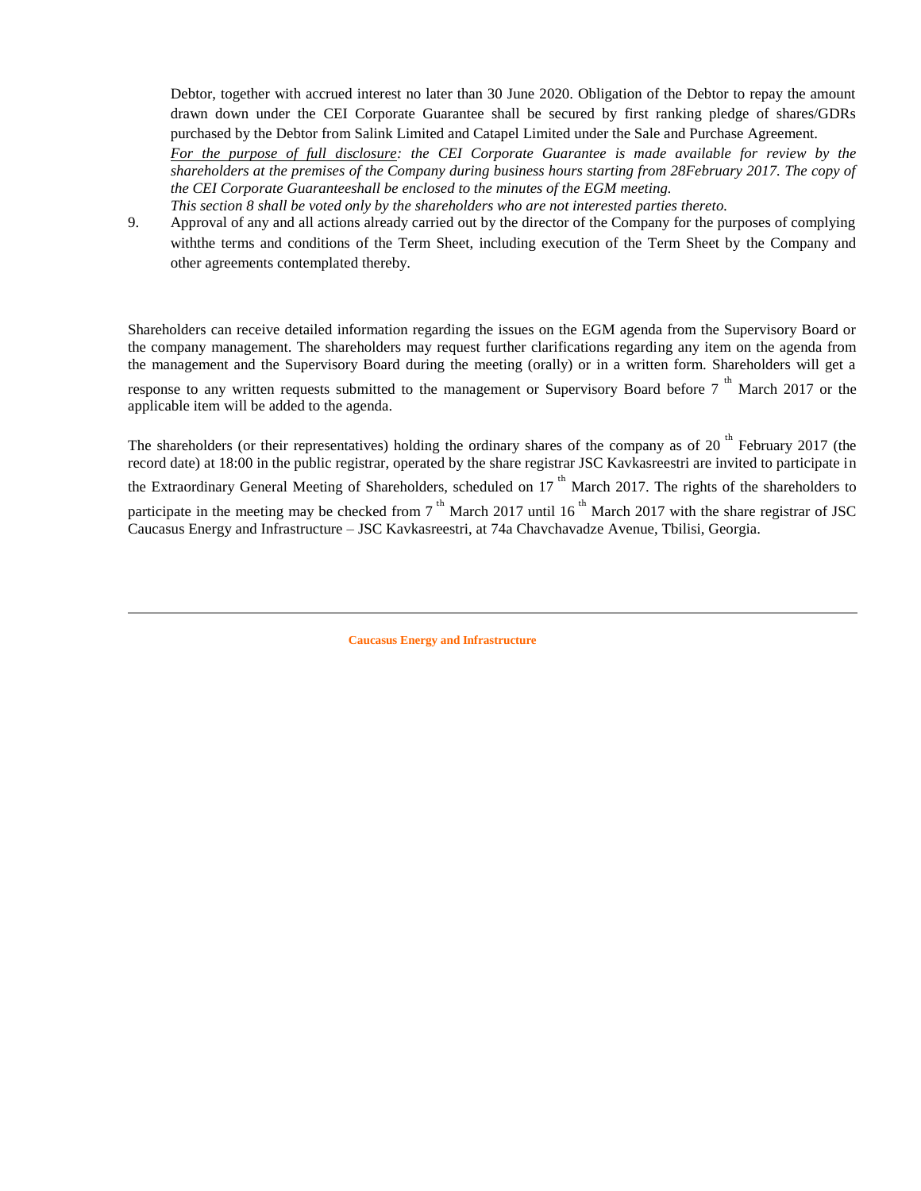Debtor, together with accrued interest no later than 30 June 2020. Obligation of the Debtor to repay the amount drawn down under the CEI Corporate Guarantee shall be secured by first ranking pledge of shares/GDRs purchased by the Debtor from Salink Limited and Catapel Limited under the Sale and Purchase Agreement.

*For the purpose of full disclosure: the CEI Corporate Guarantee is made available for review by the shareholders at the premises of the Company during business hours starting from 28February 2017. The copy of the CEI Corporate Guaranteeshall be enclosed to the minutes of the EGM meeting.*

*This section 8 shall be voted only by the shareholders who are not interested parties thereto.*

9. Approval of any and all actions already carried out by the director of the Company for the purposes of complying withthe terms and conditions of the Term Sheet, including execution of the Term Sheet by the Company and other agreements contemplated thereby.

Shareholders can receive detailed information regarding the issues on the EGM agenda from the Supervisory Board or the company management. The shareholders may request further clarifications regarding any item on the agenda from the management and the Supervisory Board during the meeting (orally) or in a written form. Shareholders will get a response to any written requests submitted to the management or Supervisory Board before 7th March 2017 or the applicable item will be added to the agenda.

The shareholders (or their representatives) holding the ordinary shares of the company as of 20th February 2017 (the record date) at 18:00 in the public registrar, operated by the share registrar JSC Kavkasreestri are invited to participate in the Extraordinary General Meeting of Shareholders, scheduled on 17th March 2017. The rights of the shareholders to participate in the meeting may be checked from 7th March 2017 until 16th March 2017 with the share registrar of JSC Caucasus Energy and Infrastructure – JSC Kavkasreestri, at 74a Chavchavadze Avenue, Tbilisi, Georgia.

**Caucasus Energy and Infrastructure**